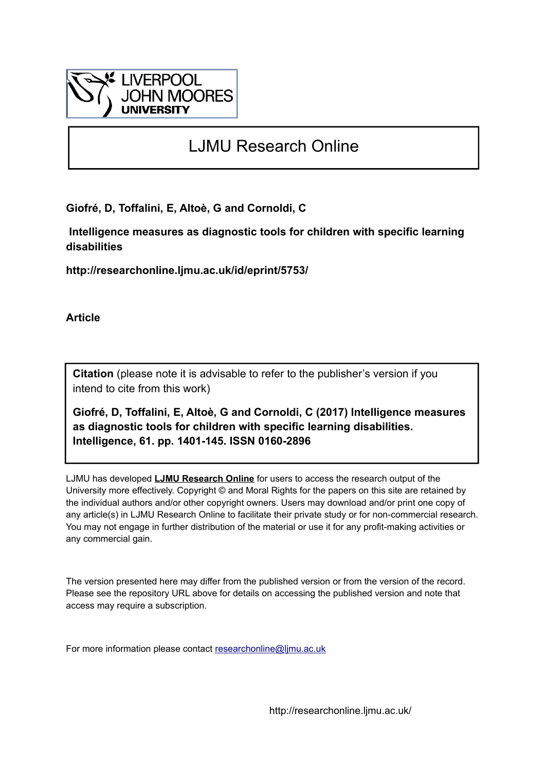LIVERPOOL JOHN MOORES UNIVERSITY

# LJMU Research Online

**Giofré, D, Toffalini, E, Altoè, G and Cornoldi, C**

**Intelligence measures as diagnostic tools for children with specific learning disabilities**

**http://researchonline.ljmu.ac.uk/id/eprint/5753/**

**Article**

**Citation** (please note it is advisable to refer to the publisher's version if you intend to cite from this work)

**Giofré, D, Toffalini, E, Altoè, G and Cornoldi, C (2017) Intelligence measures as diagnostic tools for children with specific learning disabilities. Intelligence, 61. pp. 1401-145. ISSN 0160-2896**

LJMU has developed **LJMU Research Online** for users to access the research output of the University more effectively. Copyright © and Moral Rights for the papers on this site are retained by the individual authors and/or other copyright owners. Users may download and/or print one copy of any article(s) in LJMU Research Online to facilitate their private study or for non-commercial research. You may not engage in further distribution of the material or use it for any profit-making activities or any commercial gain.

The version presented here may differ from the published version or from the version of the record. Please see the repository URL above for details on accessing the published version and note that access may require a subscription.

For more information please contact researchonline@ljmu.ac.uk

http://researchonline.ljmu.ac.uk/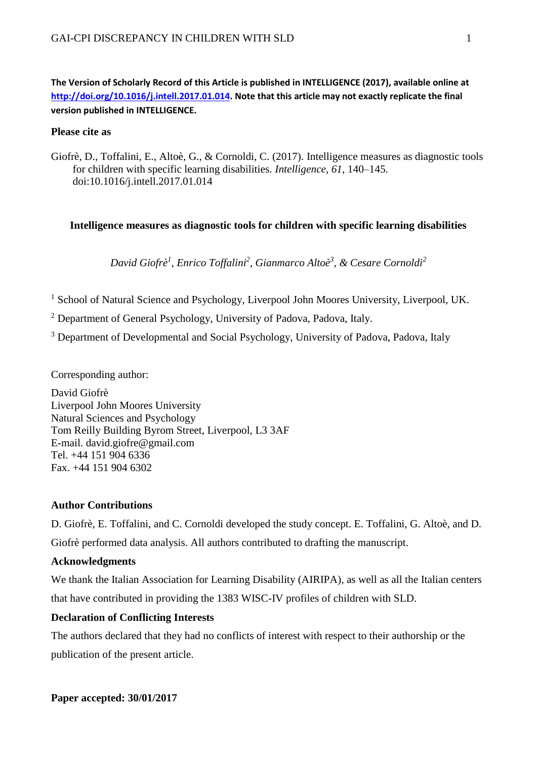**The Version of Scholarly Record of this Article is published in INTELLIGENCE (2017), available online at [http://doi.org/10.1016/j.intell.2017.01.014](http://doi.org/10.1016/j.intell.2017.01.014). Note that this article may not exactly replicate the final version published in INTELLIGENCE.**

**Please cite as**

Giofrè, D., Toffalini, E., Altoè, G., & Cornoldi, C. (2017). Intelligence measures as diagnostic tools for children with specific learning disabilities. *Intelligence*, *61*, 140–145. doi:10.1016/j.intell.2017.01.014

# Intelligence measures as diagnostic tools for children with specific learning disabilities

*David Giofrè[1], Enrico Toffalini[2], Gianmarco Altoè[3], & Cesare Cornoldi[2]*

[1] School of Natural Science and Psychology, Liverpool John Moores University, Liverpool, UK.

[2] Department of General Psychology, University of Padova, Padova, Italy.

[3] Department of Developmental and Social Psychology, University of Padova, Padova, Italy

Corresponding author:

David Giofrè
Liverpool John Moores University
Natural Sciences and Psychology
Tom Reilly Building Byrom Street, Liverpool, L3 3AF
E-mail. david.giofre@gmail.com
Tel. +44 151 904 6336
Fax. +44 151 904 6302

**Author Contributions**

D. Giofrè, E. Toffalini, and C. Cornoldi developed the study concept. E. Toffalini, G. Altoè, and D. Giofrè performed data analysis. All authors contributed to drafting the manuscript.

**Acknowledgments**

We thank the Italian Association for Learning Disability (AIRIPA), as well as all the Italian centers that have contributed in providing the 1383 WISC-IV profiles of children with SLD.

**Declaration of Conflicting Interests**

The authors declared that they had no conflicts of interest with respect to their authorship or the publication of the present article.

**Paper accepted: 30/01/2017**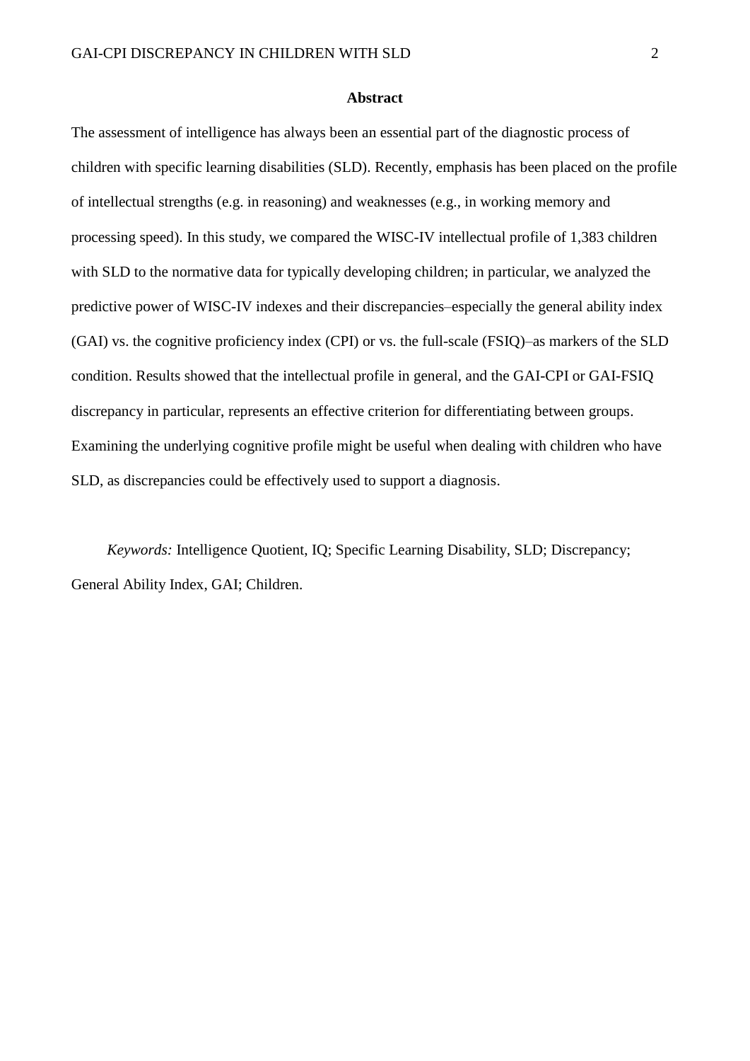## Abstract

The assessment of intelligence has always been an essential part of the diagnostic process of children with specific learning disabilities (SLD). Recently, emphasis has been placed on the profile of intellectual strengths (e.g. in reasoning) and weaknesses (e.g., in working memory and processing speed). In this study, we compared the WISC-IV intellectual profile of 1,383 children with SLD to the normative data for typically developing children; in particular, we analyzed the predictive power of WISC-IV indexes and their discrepancies–especially the general ability index (GAI) vs. the cognitive proficiency index (CPI) or vs. the full-scale (FSIQ)–as markers of the SLD condition. Results showed that the intellectual profile in general, and the GAI-CPI or GAI-FSIQ discrepancy in particular, represents an effective criterion for differentiating between groups. Examining the underlying cognitive profile might be useful when dealing with children who have SLD, as discrepancies could be effectively used to support a diagnosis.

*Keywords:* Intelligence Quotient, IQ; Specific Learning Disability, SLD; Discrepancy; General Ability Index, GAI; Children.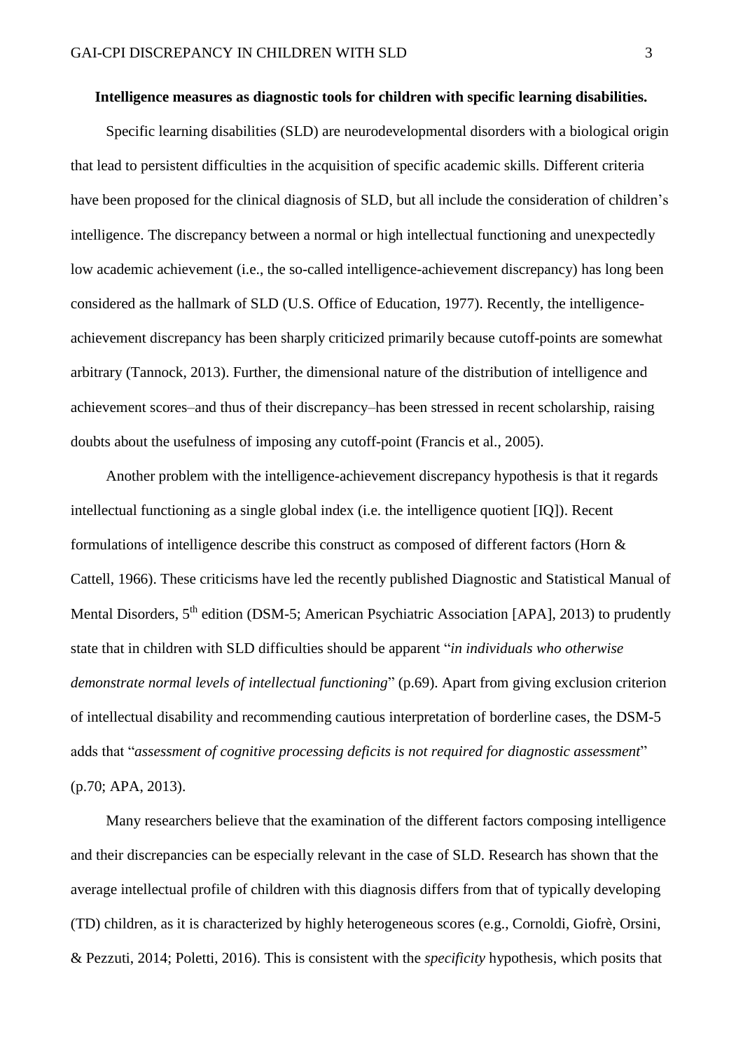**Intelligence measures as diagnostic tools for children with specific learning disabilities.**

Specific learning disabilities (SLD) are neurodevelopmental disorders with a biological origin that lead to persistent difficulties in the acquisition of specific academic skills. Different criteria have been proposed for the clinical diagnosis of SLD, but all include the consideration of children's intelligence. The discrepancy between a normal or high intellectual functioning and unexpectedly low academic achievement (i.e., the so-called intelligence-achievement discrepancy) has long been considered as the hallmark of SLD (U.S. Office of Education, 1977). Recently, the intelligence-achievement discrepancy has been sharply criticized primarily because cutoff-points are somewhat arbitrary (Tannock, 2013). Further, the dimensional nature of the distribution of intelligence and achievement scores–and thus of their discrepancy–has been stressed in recent scholarship, raising doubts about the usefulness of imposing any cutoff-point (Francis et al., 2005).

Another problem with the intelligence-achievement discrepancy hypothesis is that it regards intellectual functioning as a single global index (i.e. the intelligence quotient [IQ]). Recent formulations of intelligence describe this construct as composed of different factors (Horn & Cattell, 1966). These criticisms have led the recently published Diagnostic and Statistical Manual of Mental Disorders, 5th edition (DSM-5; American Psychiatric Association [APA], 2013) to prudently state that in children with SLD difficulties should be apparent "*in individuals who otherwise demonstrate normal levels of intellectual functioning*" (p.69). Apart from giving exclusion criterion of intellectual disability and recommending cautious interpretation of borderline cases, the DSM-5 adds that "*assessment of cognitive processing deficits is not required for diagnostic assessment*" (p.70; APA, 2013).

Many researchers believe that the examination of the different factors composing intelligence and their discrepancies can be especially relevant in the case of SLD. Research has shown that the average intellectual profile of children with this diagnosis differs from that of typically developing (TD) children, as it is characterized by highly heterogeneous scores (e.g., Cornoldi, Giofrè, Orsini, & Pezzuti, 2014; Poletti, 2016). This is consistent with the *specificity* hypothesis, which posits that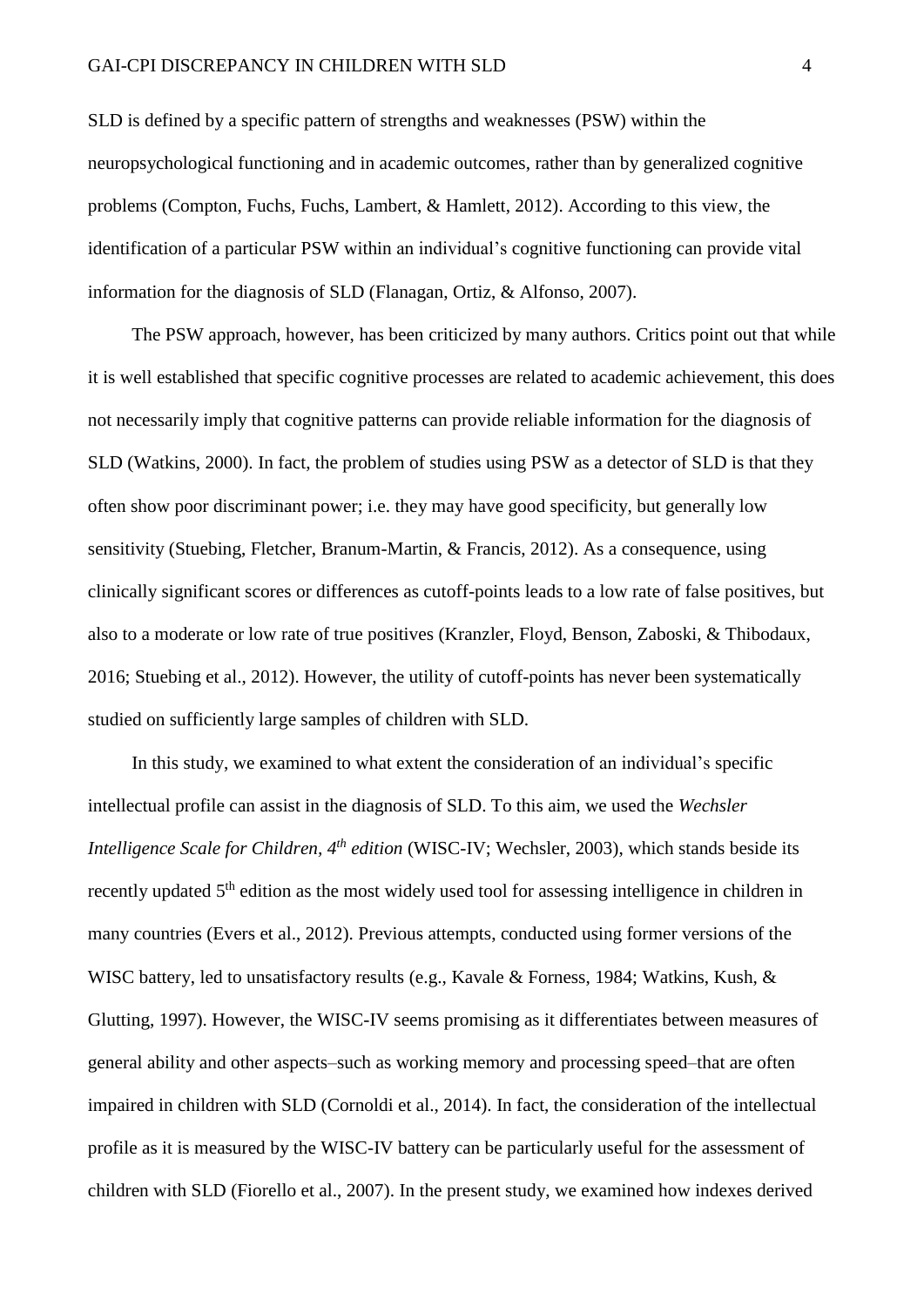SLD is defined by a specific pattern of strengths and weaknesses (PSW) within the neuropsychological functioning and in academic outcomes, rather than by generalized cognitive problems (Compton, Fuchs, Fuchs, Lambert, & Hamlett, 2012). According to this view, the identification of a particular PSW within an individual's cognitive functioning can provide vital information for the diagnosis of SLD (Flanagan, Ortiz, & Alfonso, 2007).

The PSW approach, however, has been criticized by many authors. Critics point out that while it is well established that specific cognitive processes are related to academic achievement, this does not necessarily imply that cognitive patterns can provide reliable information for the diagnosis of SLD (Watkins, 2000). In fact, the problem of studies using PSW as a detector of SLD is that they often show poor discriminant power; i.e. they may have good specificity, but generally low sensitivity (Stuebing, Fletcher, Branum-Martin, & Francis, 2012). As a consequence, using clinically significant scores or differences as cutoff-points leads to a low rate of false positives, but also to a moderate or low rate of true positives (Kranzler, Floyd, Benson, Zaboski, & Thibodaux, 2016; Stuebing et al., 2012). However, the utility of cutoff-points has never been systematically studied on sufficiently large samples of children with SLD.

In this study, we examined to what extent the consideration of an individual's specific intellectual profile can assist in the diagnosis of SLD. To this aim, we used the *Wechsler Intelligence Scale for Children, 4th edition* (WISC-IV; Wechsler, 2003), which stands beside its recently updated 5th edition as the most widely used tool for assessing intelligence in children in many countries (Evers et al., 2012). Previous attempts, conducted using former versions of the WISC battery, led to unsatisfactory results (e.g., Kavale & Forness, 1984; Watkins, Kush, & Glutting, 1997). However, the WISC-IV seems promising as it differentiates between measures of general ability and other aspects–such as working memory and processing speed–that are often impaired in children with SLD (Cornoldi et al., 2014). In fact, the consideration of the intellectual profile as it is measured by the WISC-IV battery can be particularly useful for the assessment of children with SLD (Fiorello et al., 2007). In the present study, we examined how indexes derived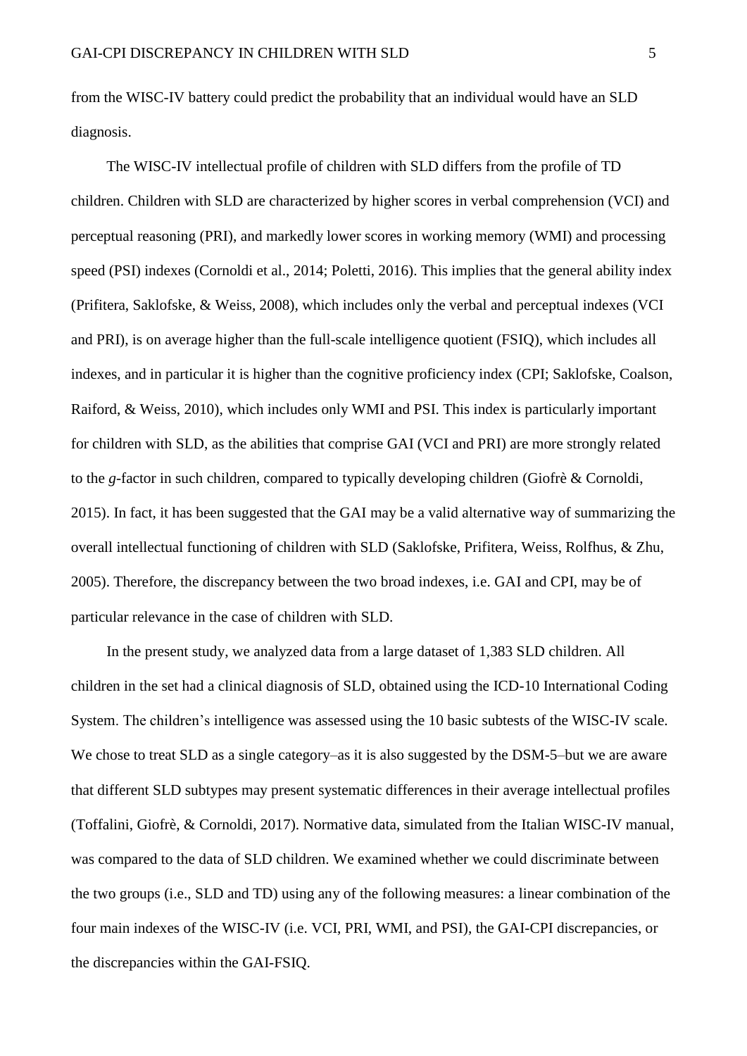from the WISC-IV battery could predict the probability that an individual would have an SLD diagnosis.

The WISC-IV intellectual profile of children with SLD differs from the profile of TD children. Children with SLD are characterized by higher scores in verbal comprehension (VCI) and perceptual reasoning (PRI), and markedly lower scores in working memory (WMI) and processing speed (PSI) indexes (Cornoldi et al., 2014; Poletti, 2016). This implies that the general ability index (Prifitera, Saklofske, & Weiss, 2008), which includes only the verbal and perceptual indexes (VCI and PRI), is on average higher than the full-scale intelligence quotient (FSIQ), which includes all indexes, and in particular it is higher than the cognitive proficiency index (CPI; Saklofske, Coalson, Raiford, & Weiss, 2010), which includes only WMI and PSI. This index is particularly important for children with SLD, as the abilities that comprise GAI (VCI and PRI) are more strongly related to the *g*-factor in such children, compared to typically developing children (Giofrè & Cornoldi, 2015). In fact, it has been suggested that the GAI may be a valid alternative way of summarizing the overall intellectual functioning of children with SLD (Saklofske, Prifitera, Weiss, Rolfhus, & Zhu, 2005). Therefore, the discrepancy between the two broad indexes, i.e. GAI and CPI, may be of particular relevance in the case of children with SLD.

In the present study, we analyzed data from a large dataset of 1,383 SLD children. All children in the set had a clinical diagnosis of SLD, obtained using the ICD-10 International Coding System. The children's intelligence was assessed using the 10 basic subtests of the WISC-IV scale. We chose to treat SLD as a single category–as it is also suggested by the DSM-5–but we are aware that different SLD subtypes may present systematic differences in their average intellectual profiles (Toffalini, Giofrè, & Cornoldi, 2017). Normative data, simulated from the Italian WISC-IV manual, was compared to the data of SLD children. We examined whether we could discriminate between the two groups (i.e., SLD and TD) using any of the following measures: a linear combination of the four main indexes of the WISC-IV (i.e. VCI, PRI, WMI, and PSI), the GAI-CPI discrepancies, or the discrepancies within the GAI-FSIQ.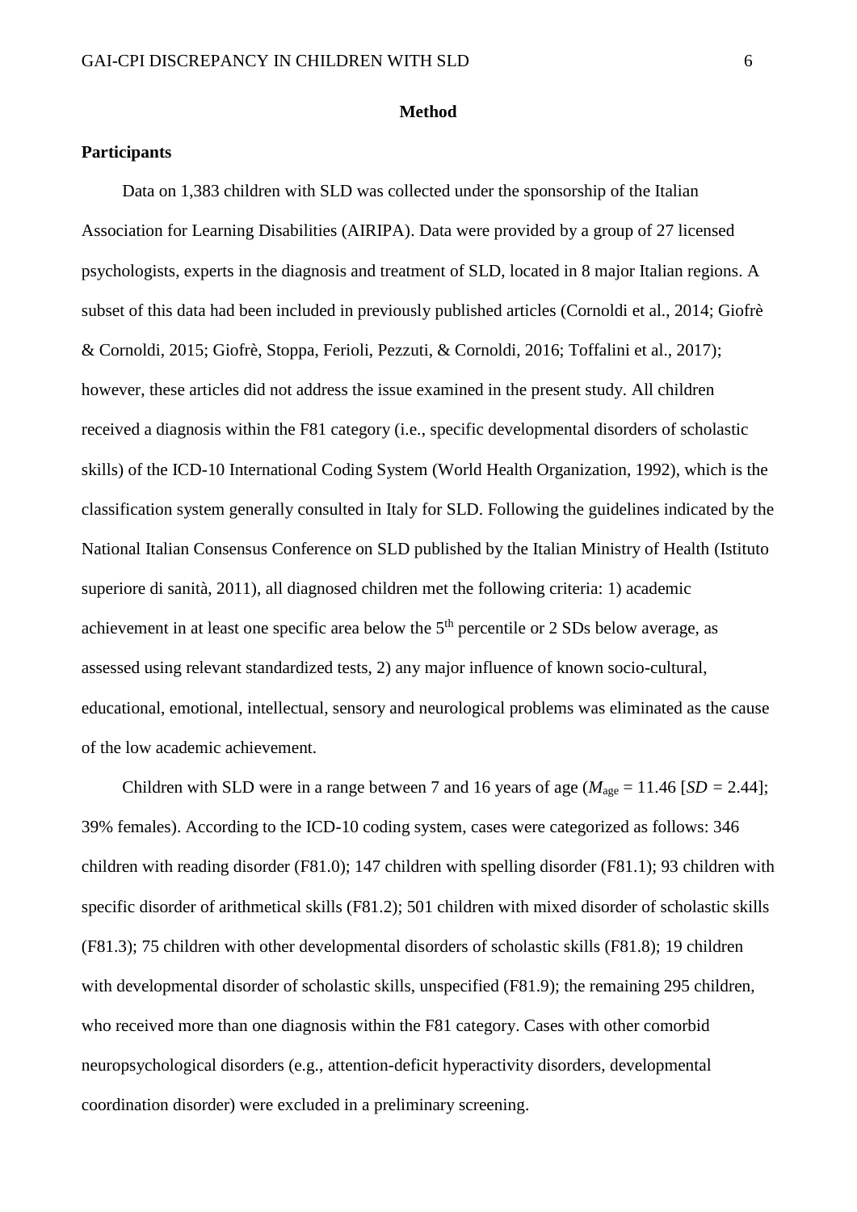# Method

## Participants

Data on 1,383 children with SLD was collected under the sponsorship of the Italian Association for Learning Disabilities (AIRIPA). Data were provided by a group of 27 licensed psychologists, experts in the diagnosis and treatment of SLD, located in 8 major Italian regions. A subset of this data had been included in previously published articles (Cornoldi et al., 2014; Giofrè & Cornoldi, 2015; Giofrè, Stoppa, Ferioli, Pezzuti, & Cornoldi, 2016; Toffalini et al., 2017); however, these articles did not address the issue examined in the present study. All children received a diagnosis within the F81 category (i.e., specific developmental disorders of scholastic skills) of the ICD-10 International Coding System (World Health Organization, 1992), which is the classification system generally consulted in Italy for SLD. Following the guidelines indicated by the National Italian Consensus Conference on SLD published by the Italian Ministry of Health (Istituto superiore di sanità, 2011), all diagnosed children met the following criteria: 1) academic achievement in at least one specific area below the 5th percentile or 2 SDs below average, as assessed using relevant standardized tests, 2) any major influence of known socio-cultural, educational, emotional, intellectual, sensory and neurological problems was eliminated as the cause of the low academic achievement.

Children with SLD were in a range between 7 and 16 years of age ($M_{age}$ = 11.46 [*SD* = 2.44]; 39% females). According to the ICD-10 coding system, cases were categorized as follows: 346 children with reading disorder (F81.0); 147 children with spelling disorder (F81.1); 93 children with specific disorder of arithmetical skills (F81.2); 501 children with mixed disorder of scholastic skills (F81.3); 75 children with other developmental disorders of scholastic skills (F81.8); 19 children with developmental disorder of scholastic skills, unspecified (F81.9); the remaining 295 children, who received more than one diagnosis within the F81 category. Cases with other comorbid neuropsychological disorders (e.g., attention-deficit hyperactivity disorders, developmental coordination disorder) were excluded in a preliminary screening.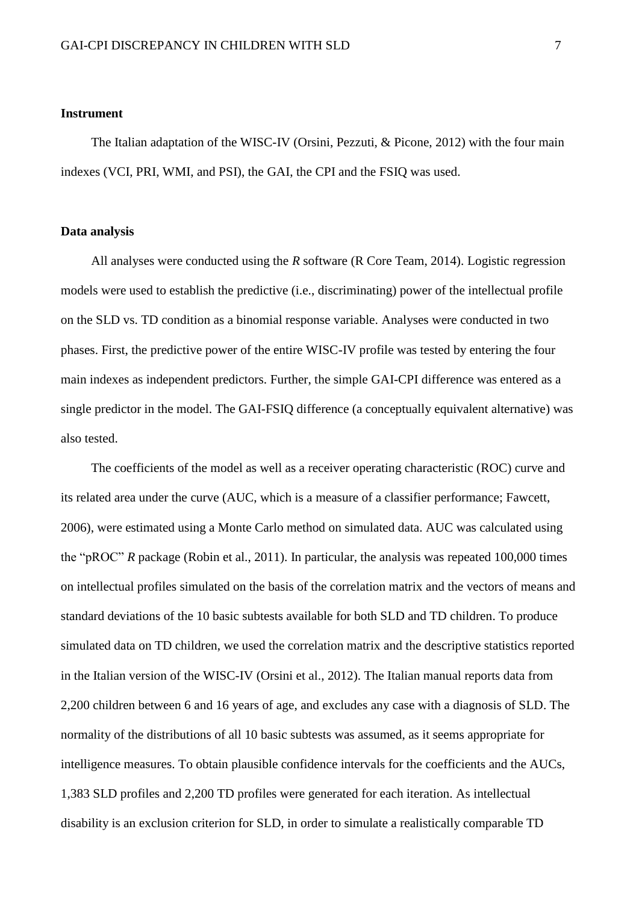## Instrument

The Italian adaptation of the WISC-IV (Orsini, Pezzuti, & Picone, 2012) with the four main indexes (VCI, PRI, WMI, and PSI), the GAI, the CPI and the FSIQ was used.

## Data analysis

All analyses were conducted using the *R* software (R Core Team, 2014). Logistic regression models were used to establish the predictive (i.e., discriminating) power of the intellectual profile on the SLD vs. TD condition as a binomial response variable. Analyses were conducted in two phases. First, the predictive power of the entire WISC-IV profile was tested by entering the four main indexes as independent predictors. Further, the simple GAI-CPI difference was entered as a single predictor in the model. The GAI-FSIQ difference (a conceptually equivalent alternative) was also tested.

The coefficients of the model as well as a receiver operating characteristic (ROC) curve and its related area under the curve (AUC, which is a measure of a classifier performance; Fawcett, 2006), were estimated using a Monte Carlo method on simulated data. AUC was calculated using the "pROC" *R* package (Robin et al., 2011). In particular, the analysis was repeated 100,000 times on intellectual profiles simulated on the basis of the correlation matrix and the vectors of means and standard deviations of the 10 basic subtests available for both SLD and TD children. To produce simulated data on TD children, we used the correlation matrix and the descriptive statistics reported in the Italian version of the WISC-IV (Orsini et al., 2012). The Italian manual reports data from 2,200 children between 6 and 16 years of age, and excludes any case with a diagnosis of SLD. The normality of the distributions of all 10 basic subtests was assumed, as it seems appropriate for intelligence measures. To obtain plausible confidence intervals for the coefficients and the AUCs, 1,383 SLD profiles and 2,200 TD profiles were generated for each iteration. As intellectual disability is an exclusion criterion for SLD, in order to simulate a realistically comparable TD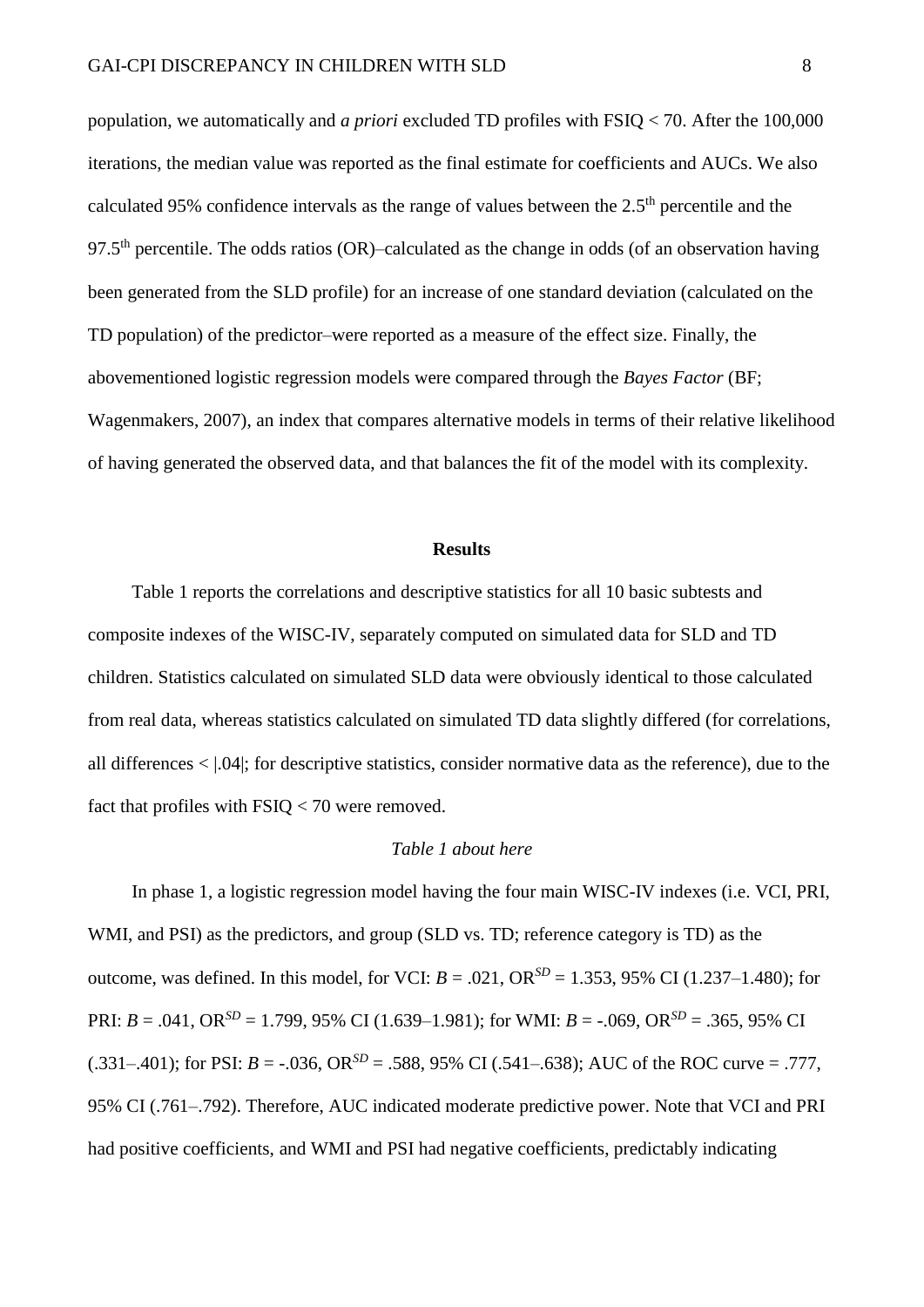population, we automatically and *a priori* excluded TD profiles with FSIQ < 70. After the 100,000 iterations, the median value was reported as the final estimate for coefficients and AUCs. We also calculated 95% confidence intervals as the range of values between the 2.5$^{th}$ percentile and the 97.5$^{th}$ percentile. The odds ratios (OR)–calculated as the change in odds (of an observation having been generated from the SLD profile) for an increase of one standard deviation (calculated on the TD population) of the predictor–were reported as a measure of the effect size. Finally, the abovementioned logistic regression models were compared through the *Bayes Factor* (BF; Wagenmakers, 2007), an index that compares alternative models in terms of their relative likelihood of having generated the observed data, and that balances the fit of the model with its complexity.

## Results

Table 1 reports the correlations and descriptive statistics for all 10 basic subtests and composite indexes of the WISC-IV, separately computed on simulated data for SLD and TD children. Statistics calculated on simulated SLD data were obviously identical to those calculated from real data, whereas statistics calculated on simulated TD data slightly differed (for correlations, all differences < |.04|; for descriptive statistics, consider normative data as the reference), due to the fact that profiles with FSIQ < 70 were removed.

*Table 1 about here*

In phase 1, a logistic regression model having the four main WISC-IV indexes (i.e. VCI, PRI, WMI, and PSI) as the predictors, and group (SLD vs. TD; reference category is TD) as the outcome, was defined. In this model, for VCI: $B$ = .021, $OR^{SD}$ = 1.353, 95% CI (1.237–1.480); for PRI: $B$ = .041, $OR^{SD}$ = 1.799, 95% CI (1.639–1.981); for WMI: $B$ = -.069, $OR^{SD}$ = .365, 95% CI (.331–.401); for PSI: $B$ = -.036, $OR^{SD}$ = .588, 95% CI (.541–.638); AUC of the ROC curve = .777, 95% CI (.761–.792). Therefore, AUC indicated moderate predictive power. Note that VCI and PRI had positive coefficients, and WMI and PSI had negative coefficients, predictably indicating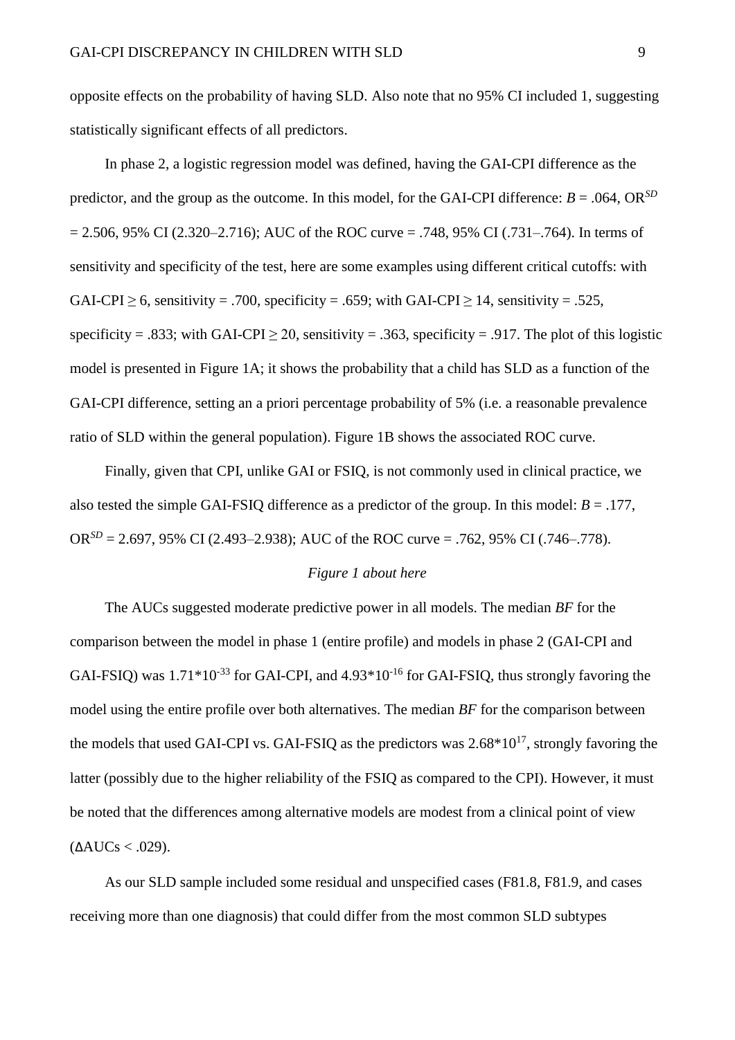opposite effects on the probability of having SLD. Also note that no 95% CI included 1, suggesting statistically significant effects of all predictors.

In phase 2, a logistic regression model was defined, having the GAI-CPI difference as the predictor, and the group as the outcome. In this model, for the GAI-CPI difference: $B$ = .064, $OR^{SD}$ = 2.506, 95% CI (2.320–2.716); AUC of the ROC curve = .748, 95% CI (.731–.764). In terms of sensitivity and specificity of the test, here are some examples using different critical cutoffs: with GAI-CPI $\geq$ 6, sensitivity = .700, specificity = .659; with GAI-CPI $\geq$ 14, sensitivity = .525, specificity = .833; with GAI-CPI $\geq$ 20, sensitivity = .363, specificity = .917. The plot of this logistic model is presented in Figure 1A; it shows the probability that a child has SLD as a function of the GAI-CPI difference, setting an a priori percentage probability of 5% (i.e. a reasonable prevalence ratio of SLD within the general population). Figure 1B shows the associated ROC curve.

Finally, given that CPI, unlike GAI or FSIQ, is not commonly used in clinical practice, we also tested the simple GAI-FSIQ difference as a predictor of the group. In this model: $B$ = .177, $OR^{SD}$ = 2.697, 95% CI (2.493–2.938); AUC of the ROC curve = .762, 95% CI (.746–.778).

*Figure 1 about here*

The AUCs suggested moderate predictive power in all models. The median *BF* for the comparison between the model in phase 1 (entire profile) and models in phase 2 (GAI-CPI and GAI-FSIQ) was $1.71 \times 10^{-33}$ for GAI-CPI, and $4.93 \times 10^{-16}$ for GAI-FSIQ, thus strongly favoring the model using the entire profile over both alternatives. The median *BF* for the comparison between the models that used GAI-CPI vs. GAI-FSIQ as the predictors was $2.68 \times 10^{17}$, strongly favoring the latter (possibly due to the higher reliability of the FSIQ as compared to the CPI). However, it must be noted that the differences among alternative models are modest from a clinical point of view ($\Delta$AUCs < .029).

As our SLD sample included some residual and unspecified cases (F81.8, F81.9, and cases receiving more than one diagnosis) that could differ from the most common SLD subtypes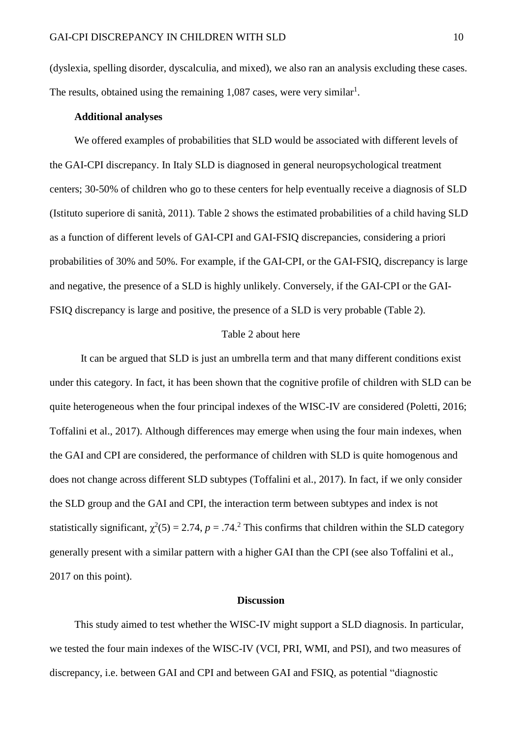(dyslexia, spelling disorder, dyscalculia, and mixed), we also ran an analysis excluding these cases. The results, obtained using the remaining 1,087 cases, were very similar[1].

### Additional analyses

We offered examples of probabilities that SLD would be associated with different levels of the GAI-CPI discrepancy. In Italy SLD is diagnosed in general neuropsychological treatment centers; 30-50% of children who go to these centers for help eventually receive a diagnosis of SLD (Istituto superiore di sanità, 2011). Table 2 shows the estimated probabilities of a child having SLD as a function of different levels of GAI-CPI and GAI-FSIQ discrepancies, considering a priori probabilities of 30% and 50%. For example, if the GAI-CPI, or the GAI-FSIQ, discrepancy is large and negative, the presence of a SLD is highly unlikely. Conversely, if the GAI-CPI or the GAI-FSIQ discrepancy is large and positive, the presence of a SLD is very probable (Table 2).

Table 2 about here

It can be argued that SLD is just an umbrella term and that many different conditions exist under this category. In fact, it has been shown that the cognitive profile of children with SLD can be quite heterogeneous when the four principal indexes of the WISC-IV are considered (Poletti, 2016; Toffalini et al., 2017). Although differences may emerge when using the four main indexes, when the GAI and CPI are considered, the performance of children with SLD is quite homogenous and does not change across different SLD subtypes (Toffalini et al., 2017). In fact, if we only consider the SLD group and the GAI and CPI, the interaction term between subtypes and index is not statistically significant, $\chi^2(5) = 2.74$, $p = .74$.[2] This confirms that children within the SLD category generally present with a similar pattern with a higher GAI than the CPI (see also Toffalini et al., 2017 on this point).

## Discussion

This study aimed to test whether the WISC-IV might support a SLD diagnosis. In particular, we tested the four main indexes of the WISC-IV (VCI, PRI, WMI, and PSI), and two measures of discrepancy, i.e. between GAI and CPI and between GAI and FSIQ, as potential "diagnostic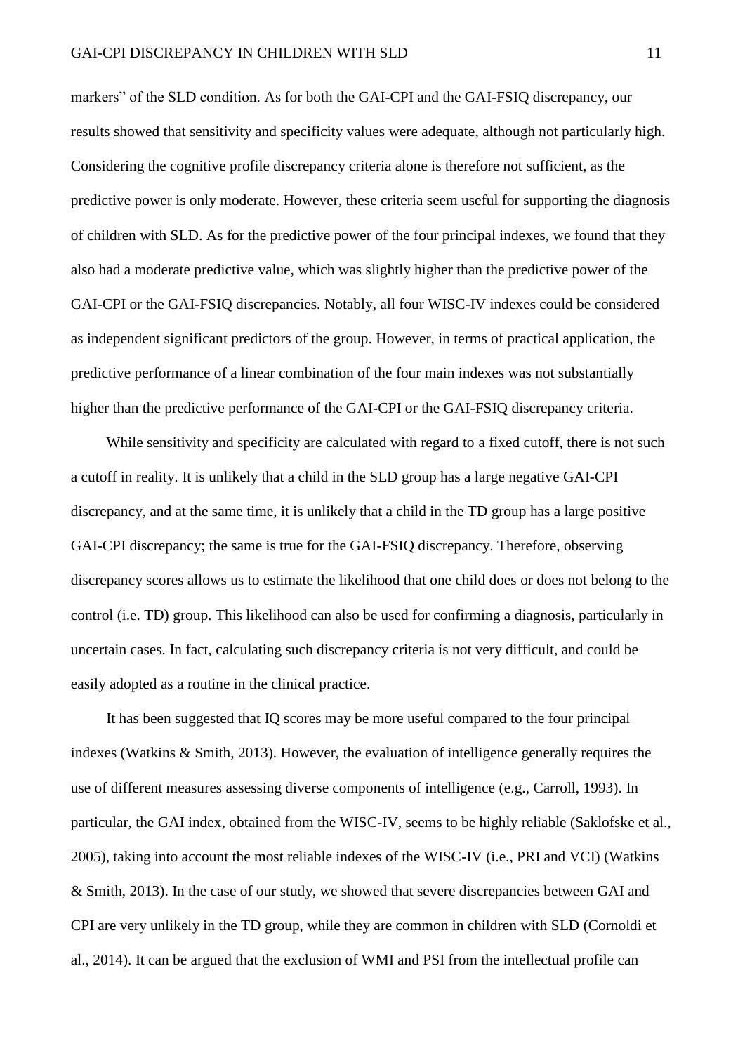markers" of the SLD condition. As for both the GAI-CPI and the GAI-FSIQ discrepancy, our results showed that sensitivity and specificity values were adequate, although not particularly high. Considering the cognitive profile discrepancy criteria alone is therefore not sufficient, as the predictive power is only moderate. However, these criteria seem useful for supporting the diagnosis of children with SLD. As for the predictive power of the four principal indexes, we found that they also had a moderate predictive value, which was slightly higher than the predictive power of the GAI-CPI or the GAI-FSIQ discrepancies. Notably, all four WISC-IV indexes could be considered as independent significant predictors of the group. However, in terms of practical application, the predictive performance of a linear combination of the four main indexes was not substantially higher than the predictive performance of the GAI-CPI or the GAI-FSIQ discrepancy criteria.

While sensitivity and specificity are calculated with regard to a fixed cutoff, there is not such a cutoff in reality. It is unlikely that a child in the SLD group has a large negative GAI-CPI discrepancy, and at the same time, it is unlikely that a child in the TD group has a large positive GAI-CPI discrepancy; the same is true for the GAI-FSIQ discrepancy. Therefore, observing discrepancy scores allows us to estimate the likelihood that one child does or does not belong to the control (i.e. TD) group. This likelihood can also be used for confirming a diagnosis, particularly in uncertain cases. In fact, calculating such discrepancy criteria is not very difficult, and could be easily adopted as a routine in the clinical practice.

It has been suggested that IQ scores may be more useful compared to the four principal indexes (Watkins & Smith, 2013). However, the evaluation of intelligence generally requires the use of different measures assessing diverse components of intelligence (e.g., Carroll, 1993). In particular, the GAI index, obtained from the WISC-IV, seems to be highly reliable (Saklofske et al., 2005), taking into account the most reliable indexes of the WISC-IV (i.e., PRI and VCI) (Watkins & Smith, 2013). In the case of our study, we showed that severe discrepancies between GAI and CPI are very unlikely in the TD group, while they are common in children with SLD (Cornoldi et al., 2014). It can be argued that the exclusion of WMI and PSI from the intellectual profile can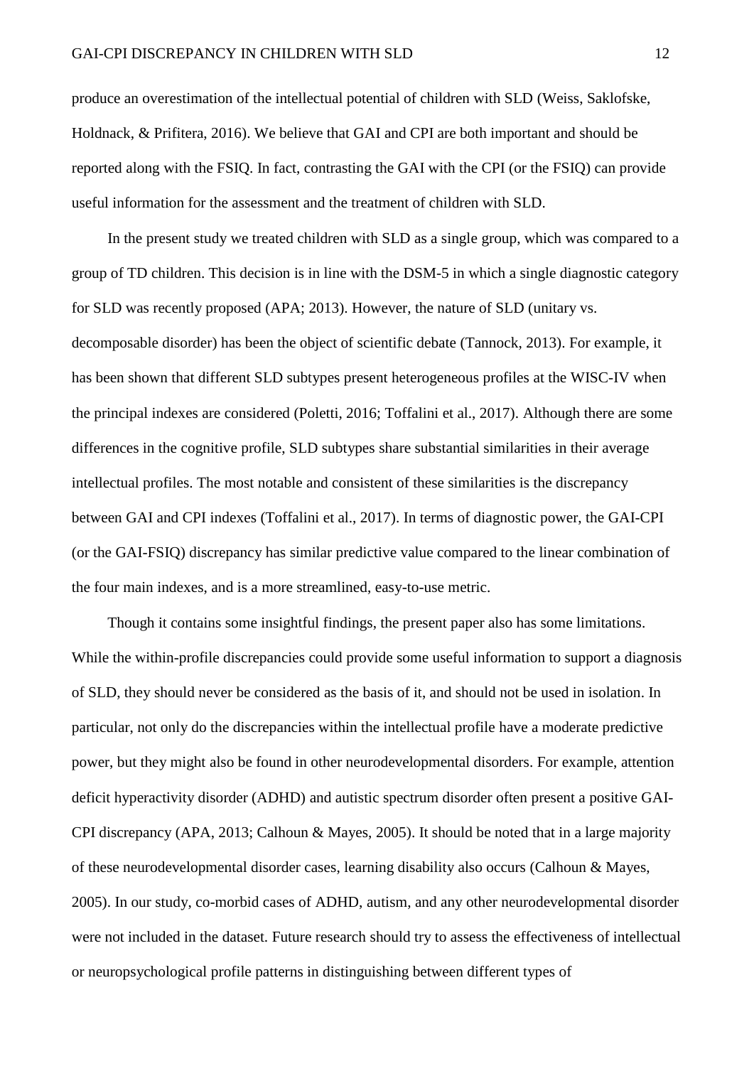produce an overestimation of the intellectual potential of children with SLD (Weiss, Saklofske, Holdnack, & Prifitera, 2016). We believe that GAI and CPI are both important and should be reported along with the FSIQ. In fact, contrasting the GAI with the CPI (or the FSIQ) can provide useful information for the assessment and the treatment of children with SLD.

In the present study we treated children with SLD as a single group, which was compared to a group of TD children. This decision is in line with the DSM-5 in which a single diagnostic category for SLD was recently proposed (APA; 2013). However, the nature of SLD (unitary vs. decomposable disorder) has been the object of scientific debate (Tannock, 2013). For example, it has been shown that different SLD subtypes present heterogeneous profiles at the WISC-IV when the principal indexes are considered (Poletti, 2016; Toffalini et al., 2017). Although there are some differences in the cognitive profile, SLD subtypes share substantial similarities in their average intellectual profiles. The most notable and consistent of these similarities is the discrepancy between GAI and CPI indexes (Toffalini et al., 2017). In terms of diagnostic power, the GAI-CPI (or the GAI-FSIQ) discrepancy has similar predictive value compared to the linear combination of the four main indexes, and is a more streamlined, easy-to-use metric.

Though it contains some insightful findings, the present paper also has some limitations. While the within-profile discrepancies could provide some useful information to support a diagnosis of SLD, they should never be considered as the basis of it, and should not be used in isolation. In particular, not only do the discrepancies within the intellectual profile have a moderate predictive power, but they might also be found in other neurodevelopmental disorders. For example, attention deficit hyperactivity disorder (ADHD) and autistic spectrum disorder often present a positive GAI-CPI discrepancy (APA, 2013; Calhoun & Mayes, 2005). It should be noted that in a large majority of these neurodevelopmental disorder cases, learning disability also occurs (Calhoun & Mayes, 2005). In our study, co-morbid cases of ADHD, autism, and any other neurodevelopmental disorder were not included in the dataset. Future research should try to assess the effectiveness of intellectual or neuropsychological profile patterns in distinguishing between different types of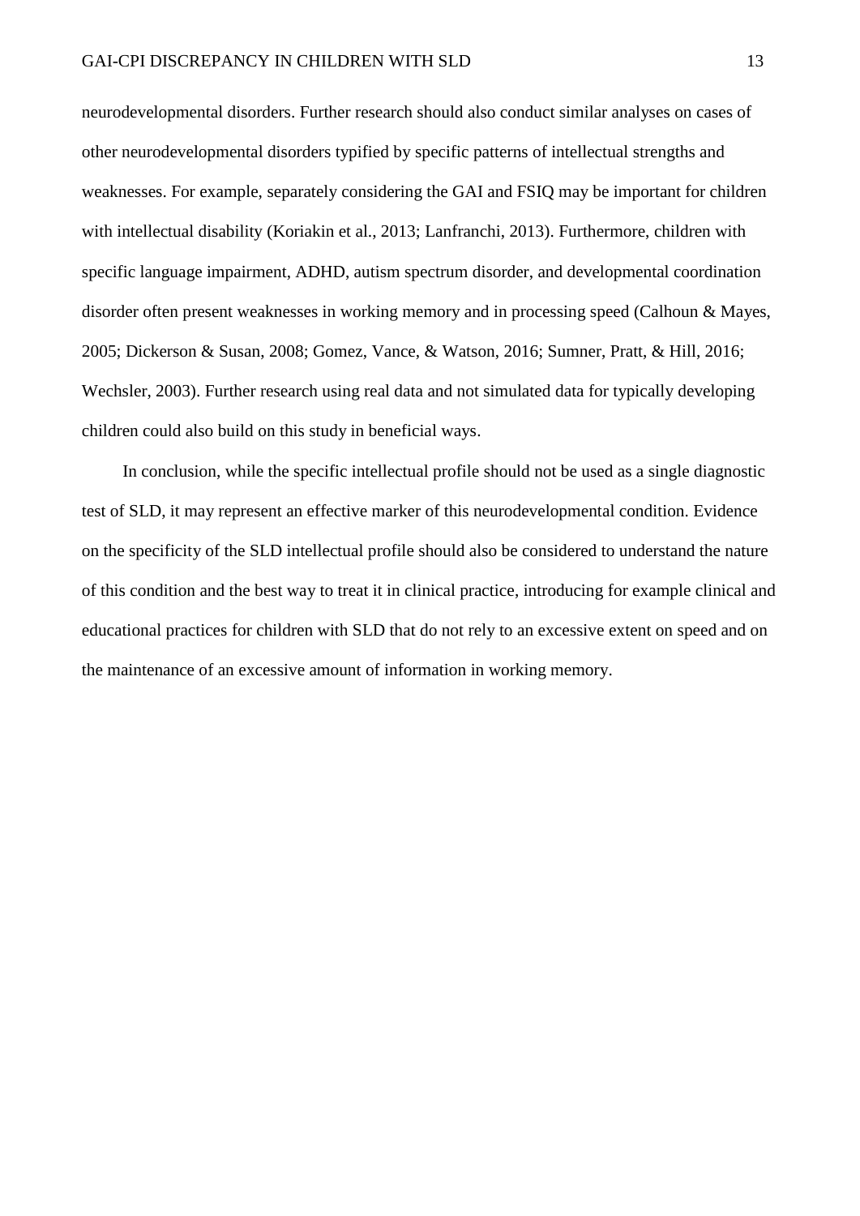neurodevelopmental disorders. Further research should also conduct similar analyses on cases of other neurodevelopmental disorders typified by specific patterns of intellectual strengths and weaknesses. For example, separately considering the GAI and FSIQ may be important for children with intellectual disability (Koriakin et al., 2013; Lanfranchi, 2013). Furthermore, children with specific language impairment, ADHD, autism spectrum disorder, and developmental coordination disorder often present weaknesses in working memory and in processing speed (Calhoun & Mayes, 2005; Dickerson & Susan, 2008; Gomez, Vance, & Watson, 2016; Sumner, Pratt, & Hill, 2016; Wechsler, 2003). Further research using real data and not simulated data for typically developing children could also build on this study in beneficial ways.

In conclusion, while the specific intellectual profile should not be used as a single diagnostic test of SLD, it may represent an effective marker of this neurodevelopmental condition. Evidence on the specificity of the SLD intellectual profile should also be considered to understand the nature of this condition and the best way to treat it in clinical practice, introducing for example clinical and educational practices for children with SLD that do not rely to an excessive extent on speed and on the maintenance of an excessive amount of information in working memory.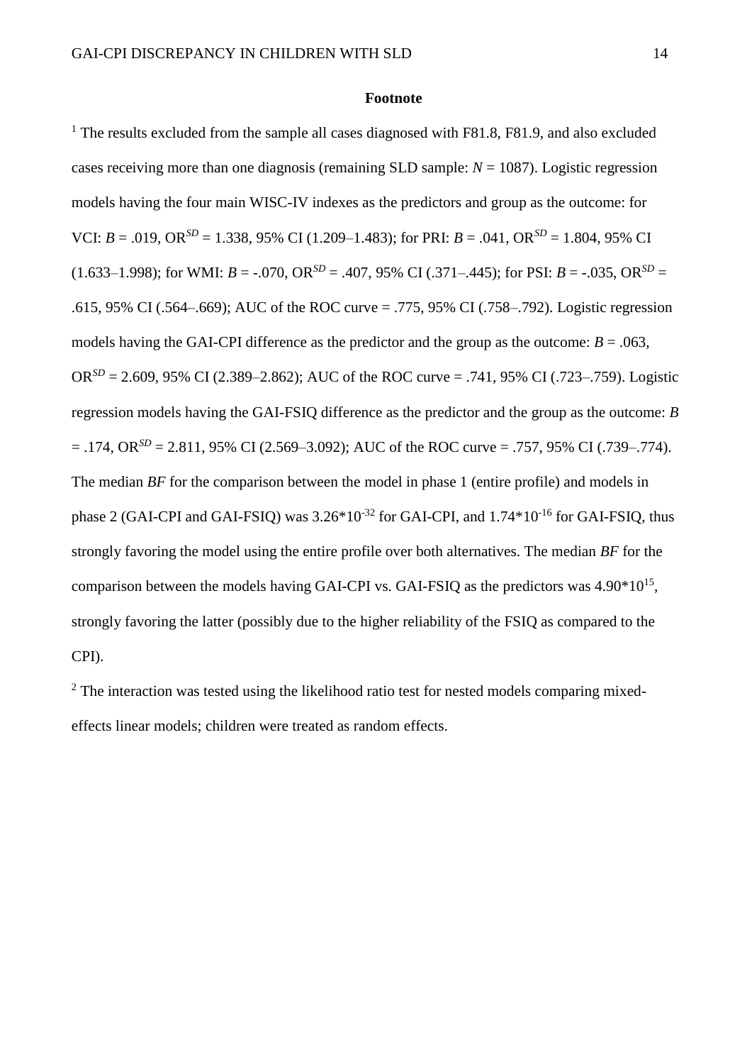**Footnote**

[1] The results excluded from the sample all cases diagnosed with F81.8, F81.9, and also excluded cases receiving more than one diagnosis (remaining SLD sample: *N* = 1087). Logistic regression models having the four main WISC-IV indexes as the predictors and group as the outcome: for VCI: *B* = .019, $OR^{SD}$ = 1.338, 95% CI (1.209–1.483); for PRI: *B* = .041, $OR^{SD}$ = 1.804, 95% CI (1.633–1.998); for WMI: *B* = -.070, $OR^{SD}$ = .407, 95% CI (.371–.445); for PSI: *B* = -.035, $OR^{SD}$ = .615, 95% CI (.564–.669); AUC of the ROC curve = .775, 95% CI (.758–.792). Logistic regression models having the GAI-CPI difference as the predictor and the group as the outcome: *B* = .063, $OR^{SD}$ = 2.609, 95% CI (2.389–2.862); AUC of the ROC curve = .741, 95% CI (.723–.759). Logistic regression models having the GAI-FSIQ difference as the predictor and the group as the outcome: *B* = .174, $OR^{SD}$ = 2.811, 95% CI (2.569–3.092); AUC of the ROC curve = .757, 95% CI (.739–.774). The median *BF* for the comparison between the model in phase 1 (entire profile) and models in phase 2 (GAI-CPI and GAI-FSIQ) was $3.26*10^{-32}$ for GAI-CPI, and $1.74*10^{-16}$ for GAI-FSIQ, thus strongly favoring the model using the entire profile over both alternatives. The median *BF* for the comparison between the models having GAI-CPI vs. GAI-FSIQ as the predictors was $4.90*10^{15}$, strongly favoring the latter (possibly due to the higher reliability of the FSIQ as compared to the CPI).

[2] The interaction was tested using the likelihood ratio test for nested models comparing mixed-effects linear models; children were treated as random effects.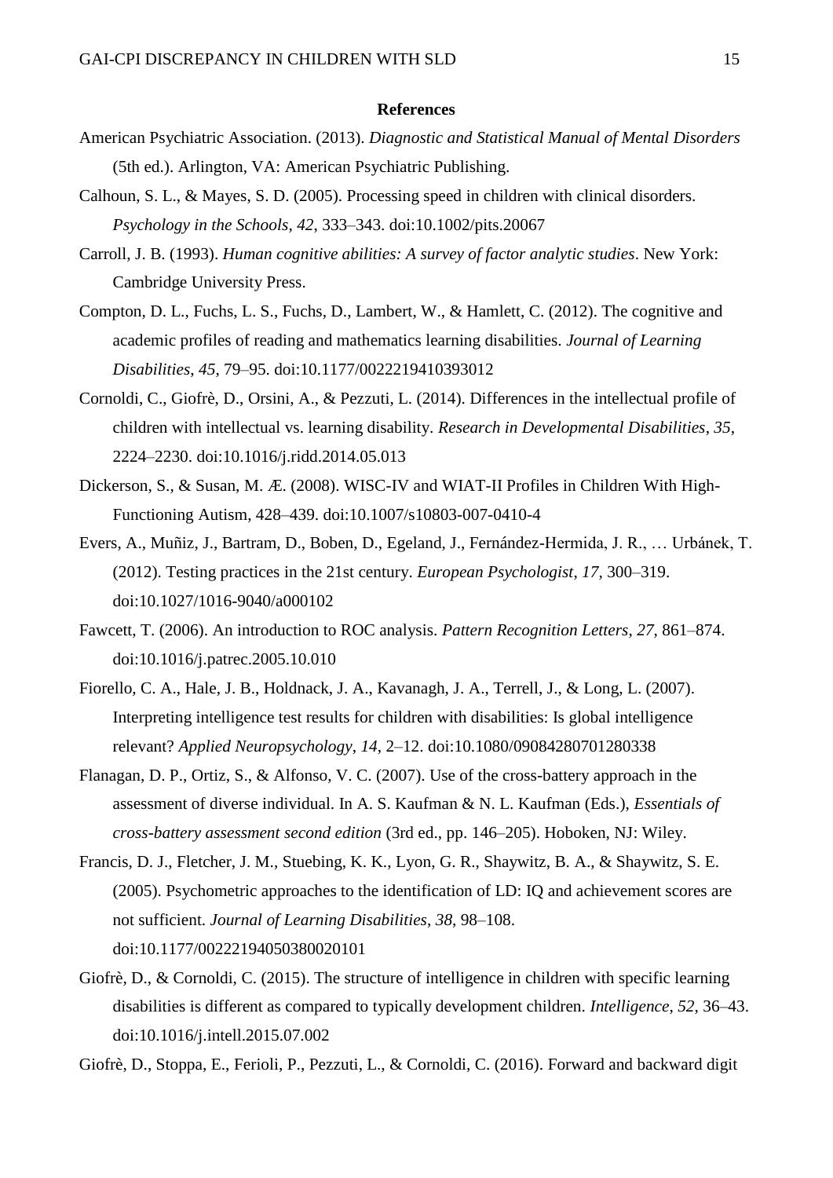## References

American Psychiatric Association. (2013). *Diagnostic and Statistical Manual of Mental Disorders* (5th ed.). Arlington, VA: American Psychiatric Publishing.

Calhoun, S. L., & Mayes, S. D. (2005). Processing speed in children with clinical disorders. *Psychology in the Schools*, *42*, 333–343. doi:10.1002/pits.20067

Carroll, J. B. (1993). *Human cognitive abilities: A survey of factor analytic studies*. New York: Cambridge University Press.

Compton, D. L., Fuchs, L. S., Fuchs, D., Lambert, W., & Hamlett, C. (2012). The cognitive and academic profiles of reading and mathematics learning disabilities. *Journal of Learning Disabilities*, *45*, 79–95. doi:10.1177/0022219410393012

Cornoldi, C., Giofrè, D., Orsini, A., & Pezzuti, L. (2014). Differences in the intellectual profile of children with intellectual vs. learning disability. *Research in Developmental Disabilities*, *35*, 2224–2230. doi:10.1016/j.ridd.2014.05.013

Dickerson, S., & Susan, M. Æ. (2008). WISC-IV and WIAT-II Profiles in Children With High-Functioning Autism, 428–439. doi:10.1007/s10803-007-0410-4

Evers, A., Muñiz, J., Bartram, D., Boben, D., Egeland, J., Fernández-Hermida, J. R., … Urbánek, T. (2012). Testing practices in the 21st century. *European Psychologist*, *17*, 300–319. doi:10.1027/1016-9040/a000102

Fawcett, T. (2006). An introduction to ROC analysis. *Pattern Recognition Letters*, *27*, 861–874. doi:10.1016/j.patrec.2005.10.010

Fiorello, C. A., Hale, J. B., Holdnack, J. A., Kavanagh, J. A., Terrell, J., & Long, L. (2007). Interpreting intelligence test results for children with disabilities: Is global intelligence relevant? *Applied Neuropsychology*, *14*, 2–12. doi:10.1080/09084280701280338

Flanagan, D. P., Ortiz, S., & Alfonso, V. C. (2007). Use of the cross-battery approach in the assessment of diverse individual. In A. S. Kaufman & N. L. Kaufman (Eds.), *Essentials of cross-battery assessment second edition* (3rd ed., pp. 146–205). Hoboken, NJ: Wiley.

Francis, D. J., Fletcher, J. M., Stuebing, K. K., Lyon, G. R., Shaywitz, B. A., & Shaywitz, S. E. (2005). Psychometric approaches to the identification of LD: IQ and achievement scores are not sufficient. *Journal of Learning Disabilities*, *38*, 98–108. doi:10.1177/00222194050380020101

Giofrè, D., & Cornoldi, C. (2015). The structure of intelligence in children with specific learning disabilities is different as compared to typically development children. *Intelligence*, *52*, 36–43. doi:10.1016/j.intell.2015.07.002

Giofrè, D., Stoppa, E., Ferioli, P., Pezzuti, L., & Cornoldi, C. (2016). Forward and backward digit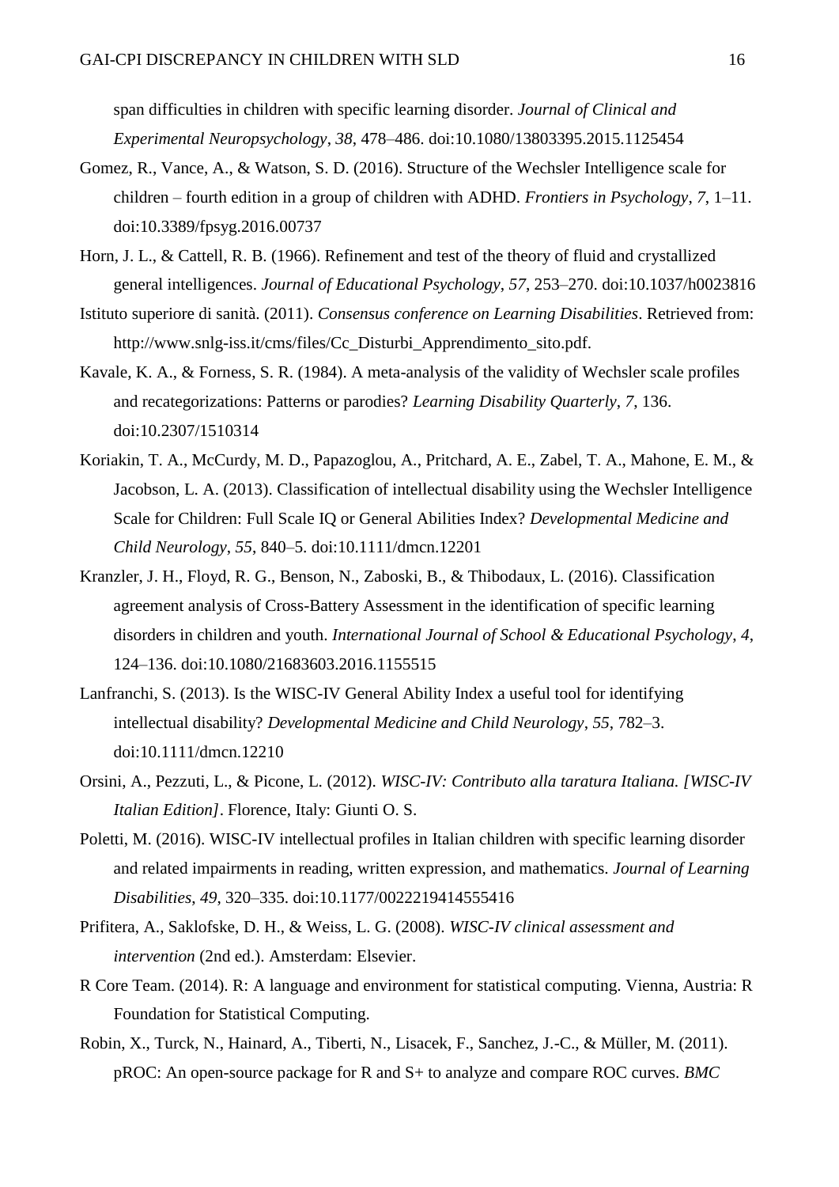span difficulties in children with specific learning disorder. *Journal of Clinical and Experimental Neuropsychology*, *38*, 478–486. doi:10.1080/13803395.2015.1125454

Gomez, R., Vance, A., & Watson, S. D. (2016). Structure of the Wechsler Intelligence scale for children – fourth edition in a group of children with ADHD. *Frontiers in Psychology*, *7*, 1–11. doi:10.3389/fpsyg.2016.00737

Horn, J. L., & Cattell, R. B. (1966). Refinement and test of the theory of fluid and crystallized general intelligences. *Journal of Educational Psychology*, *57*, 253–270. doi:10.1037/h0023816

Istituto superiore di sanità. (2011). *Consensus conference on Learning Disabilities*. Retrieved from: http://www.snlg-iss.it/cms/files/Cc_Disturbi_Apprendimento_sito.pdf.

Kavale, K. A., & Forness, S. R. (1984). A meta-analysis of the validity of Wechsler scale profiles and recategorizations: Patterns or parodies? *Learning Disability Quarterly*, *7*, 136. doi:10.2307/1510314

Koriakin, T. A., McCurdy, M. D., Papazoglou, A., Pritchard, A. E., Zabel, T. A., Mahone, E. M., & Jacobson, L. A. (2013). Classification of intellectual disability using the Wechsler Intelligence Scale for Children: Full Scale IQ or General Abilities Index? *Developmental Medicine and Child Neurology*, *55*, 840–5. doi:10.1111/dmcn.12201

Kranzler, J. H., Floyd, R. G., Benson, N., Zaboski, B., & Thibodaux, L. (2016). Classification agreement analysis of Cross-Battery Assessment in the identification of specific learning disorders in children and youth. *International Journal of School & Educational Psychology*, *4*, 124–136. doi:10.1080/21683603.2016.1155515

Lanfranchi, S. (2013). Is the WISC-IV General Ability Index a useful tool for identifying intellectual disability? *Developmental Medicine and Child Neurology*, *55*, 782–3. doi:10.1111/dmcn.12210

Orsini, A., Pezzuti, L., & Picone, L. (2012). *WISC-IV: Contributo alla taratura Italiana. [WISC-IV Italian Edition]*. Florence, Italy: Giunti O. S.

Poletti, M. (2016). WISC-IV intellectual profiles in Italian children with specific learning disorder and related impairments in reading, written expression, and mathematics. *Journal of Learning Disabilities*, *49*, 320–335. doi:10.1177/0022219414555416

Prifitera, A., Saklofske, D. H., & Weiss, L. G. (2008). *WISC-IV clinical assessment and intervention* (2nd ed.). Amsterdam: Elsevier.

R Core Team. (2014). R: A language and environment for statistical computing. Vienna, Austria: R Foundation for Statistical Computing.

Robin, X., Turck, N., Hainard, A., Tiberti, N., Lisacek, F., Sanchez, J.-C., & Müller, M. (2011). pROC: An open-source package for R and S+ to analyze and compare ROC curves. *BMC*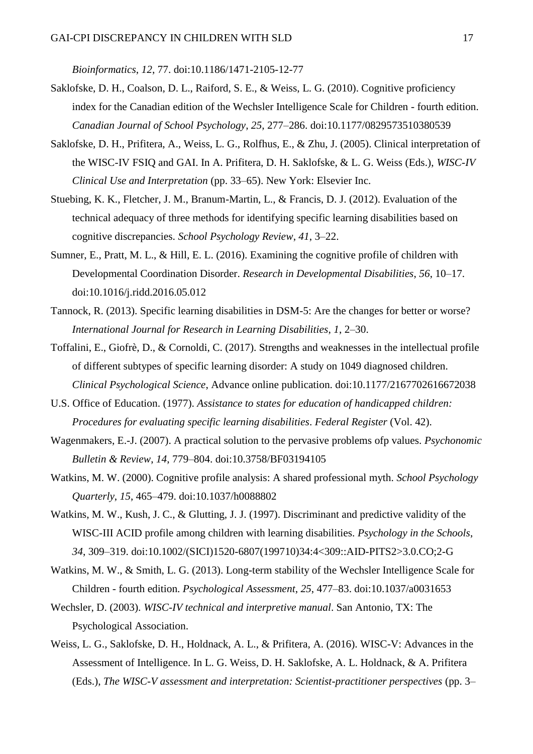*Bioinformatics*, *12*, 77. doi:10.1186/1471-2105-12-77

Saklofske, D. H., Coalson, D. L., Raiford, S. E., & Weiss, L. G. (2010). Cognitive proficiency index for the Canadian edition of the Wechsler Intelligence Scale for Children - fourth edition. *Canadian Journal of School Psychology*, *25*, 277–286. doi:10.1177/0829573510380539

Saklofske, D. H., Prifitera, A., Weiss, L. G., Rolfhus, E., & Zhu, J. (2005). Clinical interpretation of the WISC-IV FSIQ and GAI. In A. Prifitera, D. H. Saklofske, & L. G. Weiss (Eds.), *WISC-IV Clinical Use and Interpretation* (pp. 33–65). New York: Elsevier Inc.

Stuebing, K. K., Fletcher, J. M., Branum-Martin, L., & Francis, D. J. (2012). Evaluation of the technical adequacy of three methods for identifying specific learning disabilities based on cognitive discrepancies. *School Psychology Review*, *41*, 3–22.

Sumner, E., Pratt, M. L., & Hill, E. L. (2016). Examining the cognitive profile of children with Developmental Coordination Disorder. *Research in Developmental Disabilities*, *56*, 10–17. doi:10.1016/j.ridd.2016.05.012

Tannock, R. (2013). Specific learning disabilities in DSM-5: Are the changes for better or worse? *International Journal for Research in Learning Disabilities*, *1*, 2–30.

Toffalini, E., Giofrè, D., & Cornoldi, C. (2017). Strengths and weaknesses in the intellectual profile of different subtypes of specific learning disorder: A study on 1049 diagnosed children. *Clinical Psychological Science*, Advance online publication. doi:10.1177/2167702616672038

U.S. Office of Education. (1977). *Assistance to states for education of handicapped children: Procedures for evaluating specific learning disabilities*. *Federal Register* (Vol. 42).

Wagenmakers, E.-J. (2007). A practical solution to the pervasive problems ofp values. *Psychonomic Bulletin & Review*, *14*, 779–804. doi:10.3758/BF03194105

Watkins, M. W. (2000). Cognitive profile analysis: A shared professional myth. *School Psychology Quarterly*, *15*, 465–479. doi:10.1037/h0088802

Watkins, M. W., Kush, J. C., & Glutting, J. J. (1997). Discriminant and predictive validity of the WISC-III ACID profile among children with learning disabilities. *Psychology in the Schools*, *34*, 309–319. doi:10.1002/(SICI)1520-6807(199710)34:4<309::AID-PITS2>3.0.CO;2-G

Watkins, M. W., & Smith, L. G. (2013). Long-term stability of the Wechsler Intelligence Scale for Children - fourth edition. *Psychological Assessment*, *25*, 477–83. doi:10.1037/a0031653

Wechsler, D. (2003). *WISC-IV technical and interpretive manual*. San Antonio, TX: The Psychological Association.

Weiss, L. G., Saklofske, D. H., Holdnack, A. L., & Prifitera, A. (2016). WISC-V: Advances in the Assessment of Intelligence. In L. G. Weiss, D. H. Saklofske, A. L. Holdnack, & A. Prifitera (Eds.), *The WISC-V assessment and interpretation: Scientist-practitioner perspectives* (pp. 3–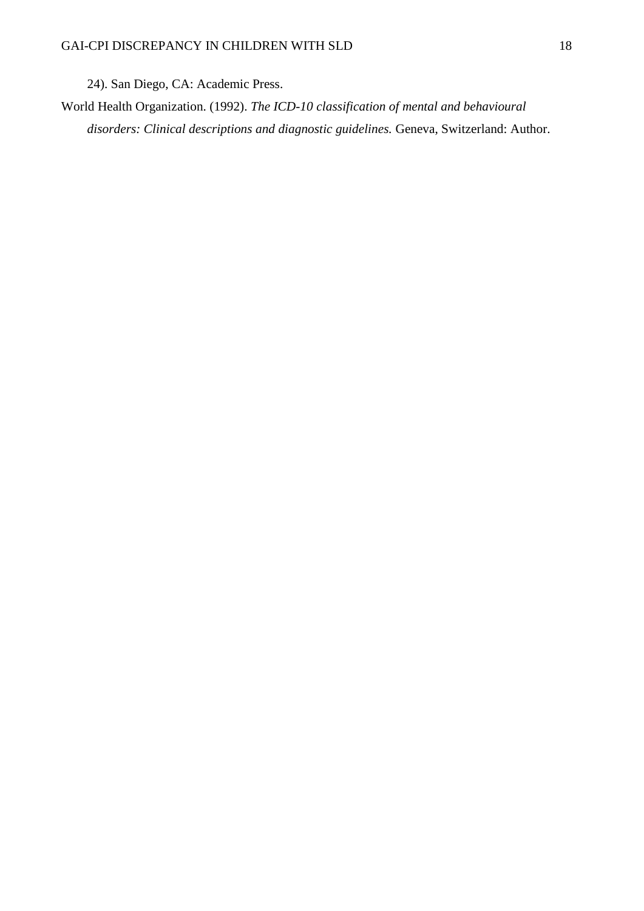24). San Diego, CA: Academic Press.

World Health Organization. (1992). *The ICD-10 classification of mental and behavioural disorders: Clinical descriptions and diagnostic guidelines.* Geneva, Switzerland: Author.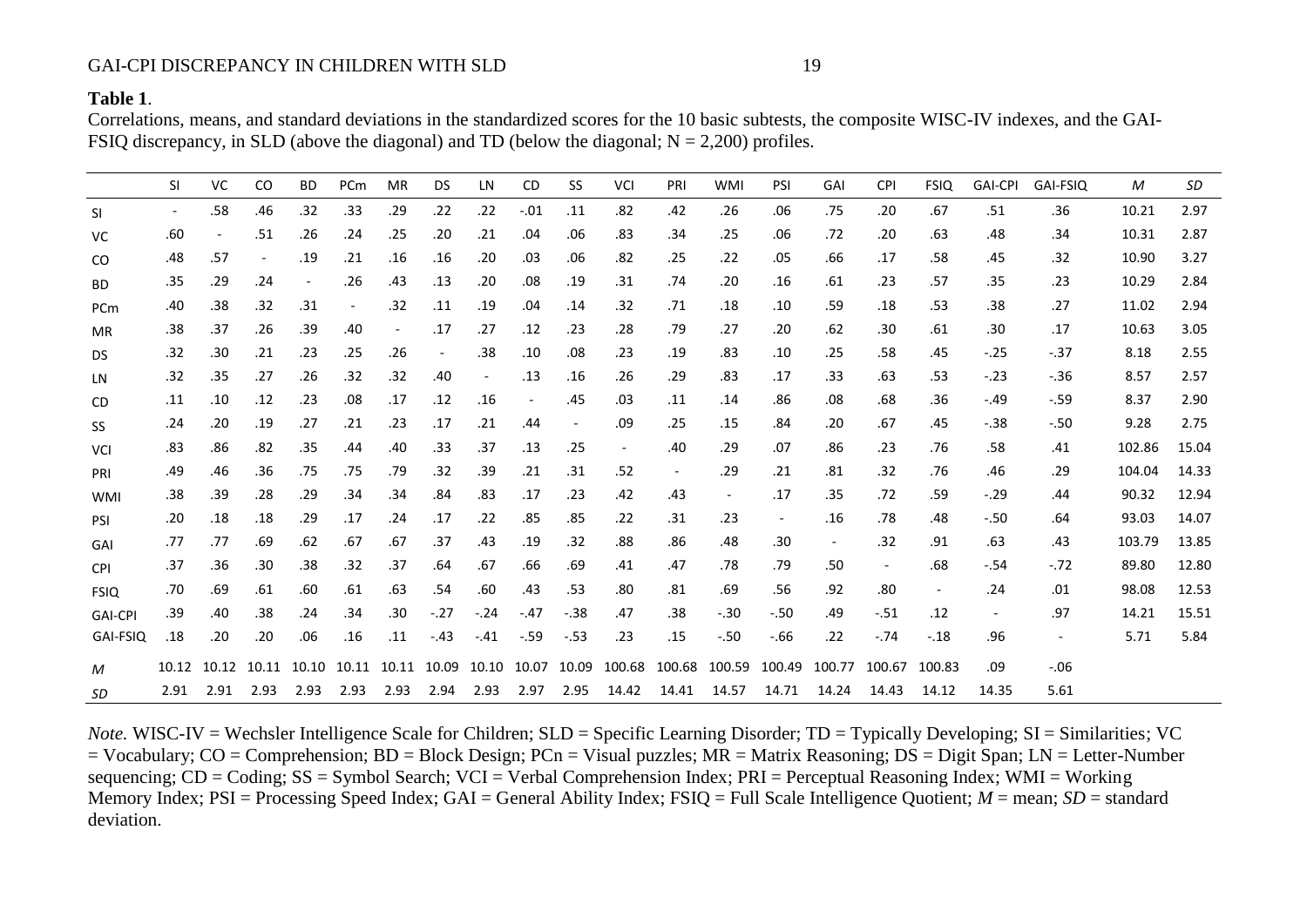**Table 1**.

Correlations, means, and standard deviations in the standardized scores for the 10 basic subtests, the composite WISC-IV indexes, and the GAI-FSIQ discrepancy, in SLD (above the diagonal) and TD (below the diagonal; N = 2,200) profiles.

| | SI | VC | CO | BD | PCm | MR | DS | LN | CD | SS | VCI | PRI | WMI | PSI | GAI | CPI | FSIQ | GAI-CPI | GAI-FSIQ | *M* | *SD* |
|---|---|---|---|---|---|---|---|---|---|---|---|---|---|---|---|---|---|---|---|---|---|
| SI | - | .58 | .46 | .32 | .33 | .29 | .22 | .22 | -.01 | .11 | .82 | .42 | .26 | .06 | .75 | .20 | .67 | .51 | .36 | 10.21 | 2.97 |
| VC | .60 | - | .51 | .26 | .24 | .25 | .20 | .21 | .04 | .06 | .83 | .34 | .25 | .06 | .72 | .20 | .63 | .48 | .34 | 10.31 | 2.87 |
| CO | .48 | .57 | - | .19 | .21 | .16 | .16 | .20 | .03 | .06 | .82 | .25 | .22 | .05 | .66 | .17 | .58 | .45 | .32 | 10.90 | 3.27 |
| BD | .35 | .29 | .24 | - | .26 | .43 | .13 | .20 | .08 | .19 | .31 | .74 | .20 | .16 | .61 | .23 | .57 | .35 | .23 | 10.29 | 2.84 |
| PCm | .40 | .38 | .32 | .31 | - | .32 | .11 | .19 | .04 | .14 | .32 | .71 | .18 | .10 | .59 | .18 | .53 | .38 | .27 | 11.02 | 2.94 |
| MR | .38 | .37 | .26 | .39 | .40 | - | .17 | .27 | .12 | .23 | .28 | .79 | .27 | .20 | .62 | .30 | .61 | .30 | .17 | 10.63 | 3.05 |
| DS | .32 | .30 | .21 | .23 | .25 | .26 | - | .38 | .10 | .08 | .23 | .19 | .83 | .10 | .25 | .58 | .45 | -.25 | -.37 | 8.18 | 2.55 |
| LN | .32 | .35 | .27 | .26 | .32 | .32 | .40 | - | .13 | .16 | .26 | .29 | .83 | .17 | .33 | .63 | .53 | -.23 | -.36 | 8.57 | 2.57 |
| CD | .11 | .10 | .12 | .23 | .08 | .17 | .12 | .16 | - | .45 | .03 | .11 | .14 | .86 | .08 | .68 | .36 | -.49 | -.59 | 8.37 | 2.90 |
| SS | .24 | .20 | .19 | .27 | .21 | .23 | .17 | .21 | .44 | - | .09 | .25 | .15 | .84 | .20 | .67 | .45 | -.38 | -.50 | 9.28 | 2.75 |
| VCI | .83 | .86 | .82 | .35 | .44 | .40 | .33 | .37 | .13 | .25 | - | .40 | .29 | .07 | .86 | .23 | .76 | .58 | .41 | 102.86 | 15.04 |
| PRI | .49 | .46 | .36 | .75 | .75 | .79 | .32 | .39 | .21 | .31 | .52 | - | .29 | .21 | .81 | .32 | .76 | .46 | .29 | 104.04 | 14.33 |
| WMI | .38 | .39 | .28 | .29 | .34 | .34 | .84 | .83 | .17 | .23 | .42 | .43 | - | .17 | .35 | .72 | .59 | -.29 | .44 | 90.32 | 12.94 |
| PSI | .20 | .18 | .18 | .29 | .17 | .24 | .17 | .22 | .85 | .85 | .22 | .31 | .23 | - | .16 | .78 | .48 | -.50 | .64 | 93.03 | 14.07 |
| GAI | .77 | .77 | .69 | .62 | .67 | .67 | .37 | .43 | .19 | .32 | .88 | .86 | .48 | .30 | - | .32 | .91 | .63 | .43 | 103.79 | 13.85 |
| CPI | .37 | .36 | .30 | .38 | .32 | .37 | .64 | .67 | .66 | .69 | .41 | .47 | .78 | .79 | .50 | - | .68 | -.54 | -.72 | 89.80 | 12.80 |
| FSIQ | .70 | .69 | .61 | .60 | .61 | .63 | .54 | .60 | .43 | .53 | .80 | .81 | .69 | .56 | .92 | .80 | - | .24 | .01 | 98.08 | 12.53 |
| GAI-CPI | .39 | .40 | .38 | .24 | .34 | .30 | -.27 | -.24 | -.47 | -.38 | .47 | .38 | -.30 | -.50 | .49 | -.51 | .12 | - | .97 | 14.21 | 15.51 |
| GAI-FSIQ | .18 | .20 | .20 | .06 | .16 | .11 | -.43 | -.41 | -.59 | -.53 | .23 | .15 | -.50 | -.66 | .22 | -.74 | -.18 | .96 | - | 5.71 | 5.84 |
| *M* | 10.12 | 10.12 | 10.11 | 10.10 | 10.11 | 10.11 | 10.09 | 10.10 | 10.07 | 10.09 | 100.68 | 100.68 | 100.59 | 100.49 | 100.77 | 100.67 | 100.83 | .09 | -.06 | | |
| *SD* | 2.91 | 2.91 | 2.93 | 2.93 | 2.93 | 2.93 | 2.94 | 2.93 | 2.97 | 2.95 | 14.42 | 14.41 | 14.57 | 14.71 | 14.24 | 14.43 | 14.12 | 14.35 | 5.61 | | |

*Note.* WISC-IV = Wechsler Intelligence Scale for Children; SLD = Specific Learning Disorder; TD = Typically Developing; SI = Similarities; VC = Vocabulary; CO = Comprehension; BD = Block Design; PCn = Visual puzzles; MR = Matrix Reasoning; DS = Digit Span; LN = Letter-Number sequencing; CD = Coding; SS = Symbol Search; VCI = Verbal Comprehension Index; PRI = Perceptual Reasoning Index; WMI = Working Memory Index; PSI = Processing Speed Index; GAI = General Ability Index; FSIQ = Full Scale Intelligence Quotient; *M* = mean; *SD* = standard deviation.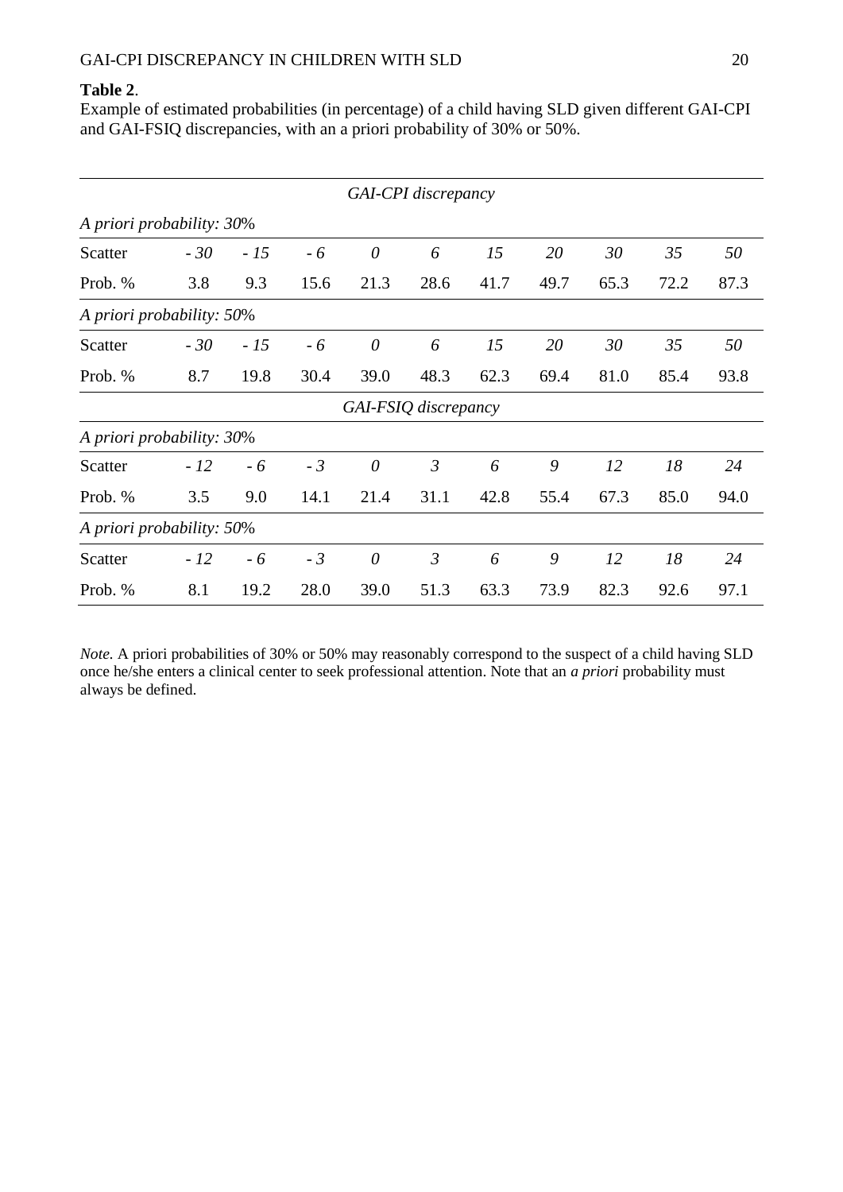**Table 2**.

Example of estimated probabilities (in percentage) of a child having SLD given different GAI-CPI and GAI-FSIQ discrepancies, with an a priori probability of 30% or 50%.

| *GAI-CPI discrepancy* | | | | | | | | | | |
|---|---|---|---|---|---|---|---|---|---|---|
| *A priori probability: 30%* | | | | | | | | | | |
| Scatter | *- 30* | *- 15* | *- 6* | *0* | *6* | *15* | *20* | *30* | *35* | *50* |
| Prob. % | 3.8 | 9.3 | 15.6 | 21.3 | 28.6 | 41.7 | 49.7 | 65.3 | 72.2 | 87.3 |
| *A priori probability: 50%* | | | | | | | | | | |
| Scatter | *- 30* | *- 15* | *- 6* | *0* | *6* | *15* | *20* | *30* | *35* | *50* |
| Prob. % | 8.7 | 19.8 | 30.4 | 39.0 | 48.3 | 62.3 | 69.4 | 81.0 | 85.4 | 93.8 |
| *GAI-FSIQ discrepancy* | | | | | | | | | | |
| *A priori probability: 30%* | | | | | | | | | | |
| Scatter | *- 12* | *- 6* | *- 3* | *0* | *3* | *6* | *9* | *12* | *18* | *24* |
| Prob. % | 3.5 | 9.0 | 14.1 | 21.4 | 31.1 | 42.8 | 55.4 | 67.3 | 85.0 | 94.0 |
| *A priori probability: 50%* | | | | | | | | | | |
| Scatter | *- 12* | *- 6* | *- 3* | *0* | *3* | *6* | *9* | *12* | *18* | *24* |
| Prob. % | 8.1 | 19.2 | 28.0 | 39.0 | 51.3 | 63.3 | 73.9 | 82.3 | 92.6 | 97.1 |

*Note.* A priori probabilities of 30% or 50% may reasonably correspond to the suspect of a child having SLD once he/she enters a clinical center to seek professional attention. Note that an *a priori* probability must always be defined.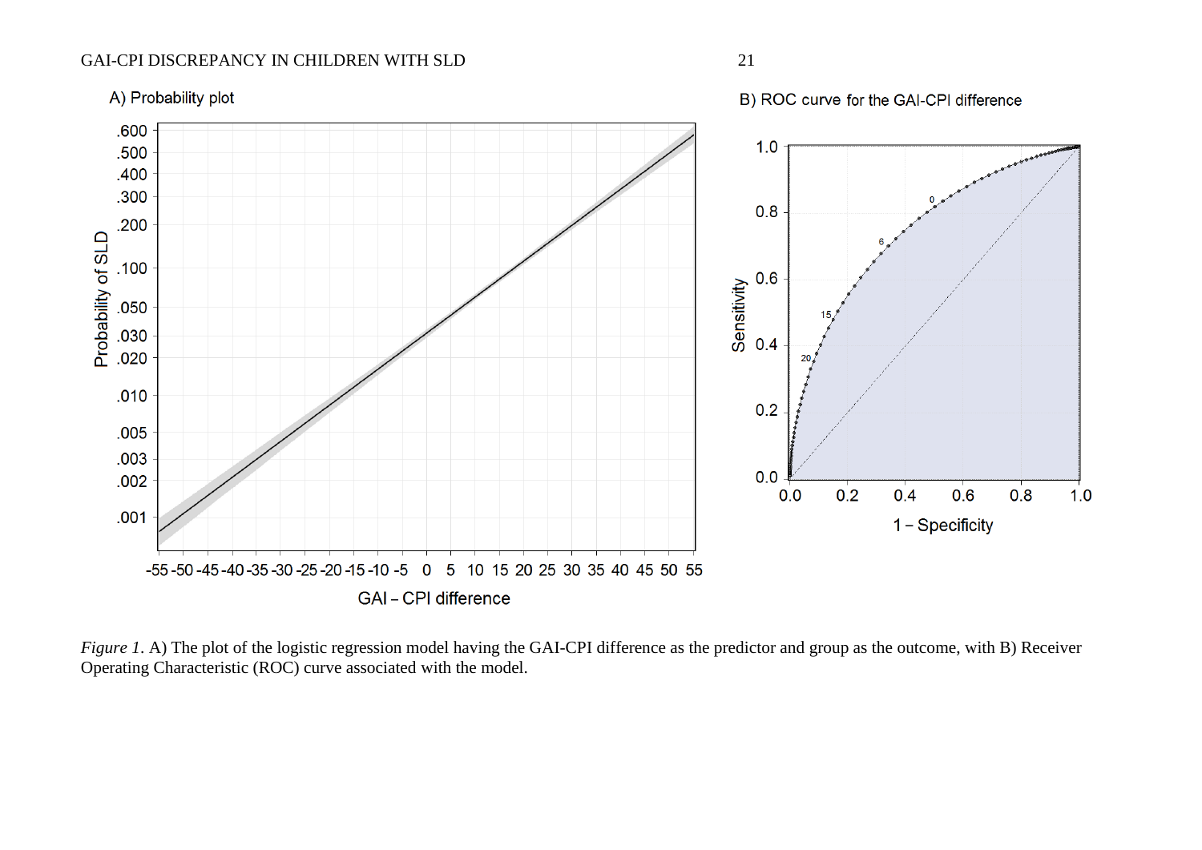A) Probability plot

Probability of SLD

.600
.500
.400
.300
.200
.100
.050
.030
.020
.010
.005
.003
.002
.001

-55 -50 -45 -40 -35 -30 -25 -20 -15 -10 -5 0 5 10 15 20 25 30 35 40 45 50 55

GAI – CPI difference

B) ROC curve for the GAI-CPI difference

Sensitivity

1.0
0.8
0.6
0.4
0.2
0.0

0
6
15
20

0.0 0.2 0.4 0.6 0.8 1.0

1 – Specificity

*Figure 1*. A) The plot of the logistic regression model having the GAI-CPI difference as the predictor and group as the outcome, with B) Receiver Operating Characteristic (ROC) curve associated with the model.